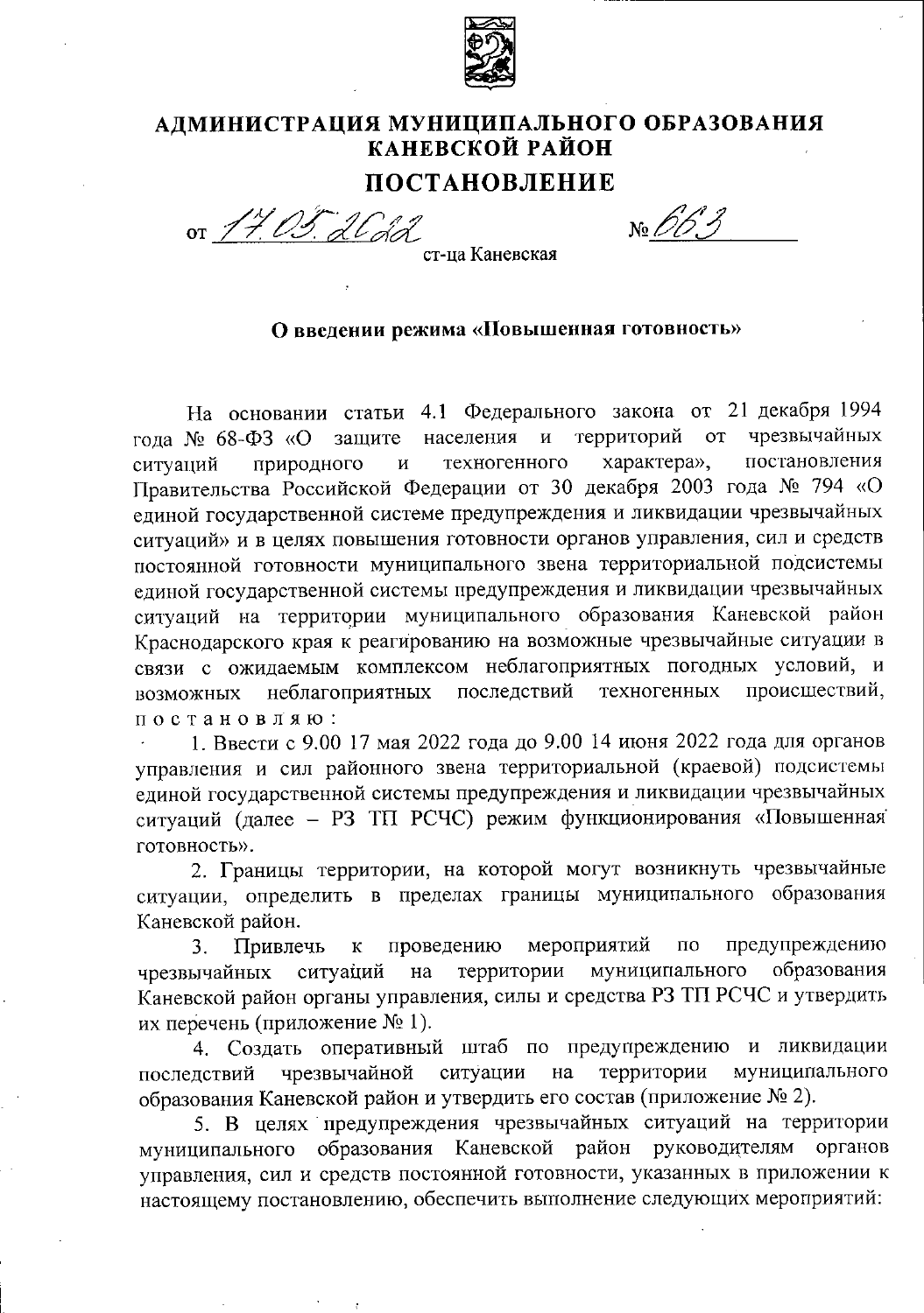# АДМИНИСТРАЦИЯ МУНИЦИПАЛЬНОГО ОБРАЗОВАНИЯ КАНЕВСКОЙ РАЙОН

## ПОСТАНОВЛЕНИЕ

от 17.05.2022 № 663

ст-ца Каневская

**О введении режима «Повышенная готовность»**

На основании статьи 4.1 Федерального закона от 21 декабря 1994 года № 68-ФЗ «О защите населения и территорий от чрезвычайных ситуаций природного и техногенного характера», постановления Правительства Российской Федерации от 30 декабря 2003 года № 794 «О единой государственной системе предупреждения и ликвидации чрезвычайных ситуаций» и в целях повышения готовности органов управления, сил и средств постоянной готовности муниципального звена территориальной подсистемы единой государственной системы предупреждения и ликвидации чрезвычайных ситуаций на территории муниципального образования Каневской район Краснодарского края к реагированию на возможные чрезвычайные ситуации в связи с ожидаемым комплексом неблагоприятных погодных условий, и возможных неблагоприятных последствий техногенных происшествий, постановляю:

1. Ввести с 9.00 17 мая 2022 года до 9.00 14 июня 2022 года для органов управления и сил районного звена территориальной (краевой) подсистемы единой государственной системы предупреждения и ликвидации чрезвычайных ситуаций (далее – РЗ ТП РСЧС) режим функционирования «Повышенная готовность».

2. Границы территории, на которой могут возникнуть чрезвычайные ситуации, определить в пределах границы муниципального образования Каневской район.

3. Привлечь к проведению мероприятий по предупреждению чрезвычайных ситуаций на территории муниципального образования Каневской район органы управления, силы и средства РЗ ТП РСЧС и утвердить их перечень (приложение № 1).

4. Создать оперативный штаб по предупреждению и ликвидации последствий чрезвычайной ситуации на территории муниципального образования Каневской район и утвердить его состав (приложение № 2).

5. В целях предупреждения чрезвычайных ситуаций на территории муниципального образования Каневской район руководителям органов управления, сил и средств постоянной готовности, указанных в приложении к настоящему постановлению, обеспечить выполнение следующих мероприятий: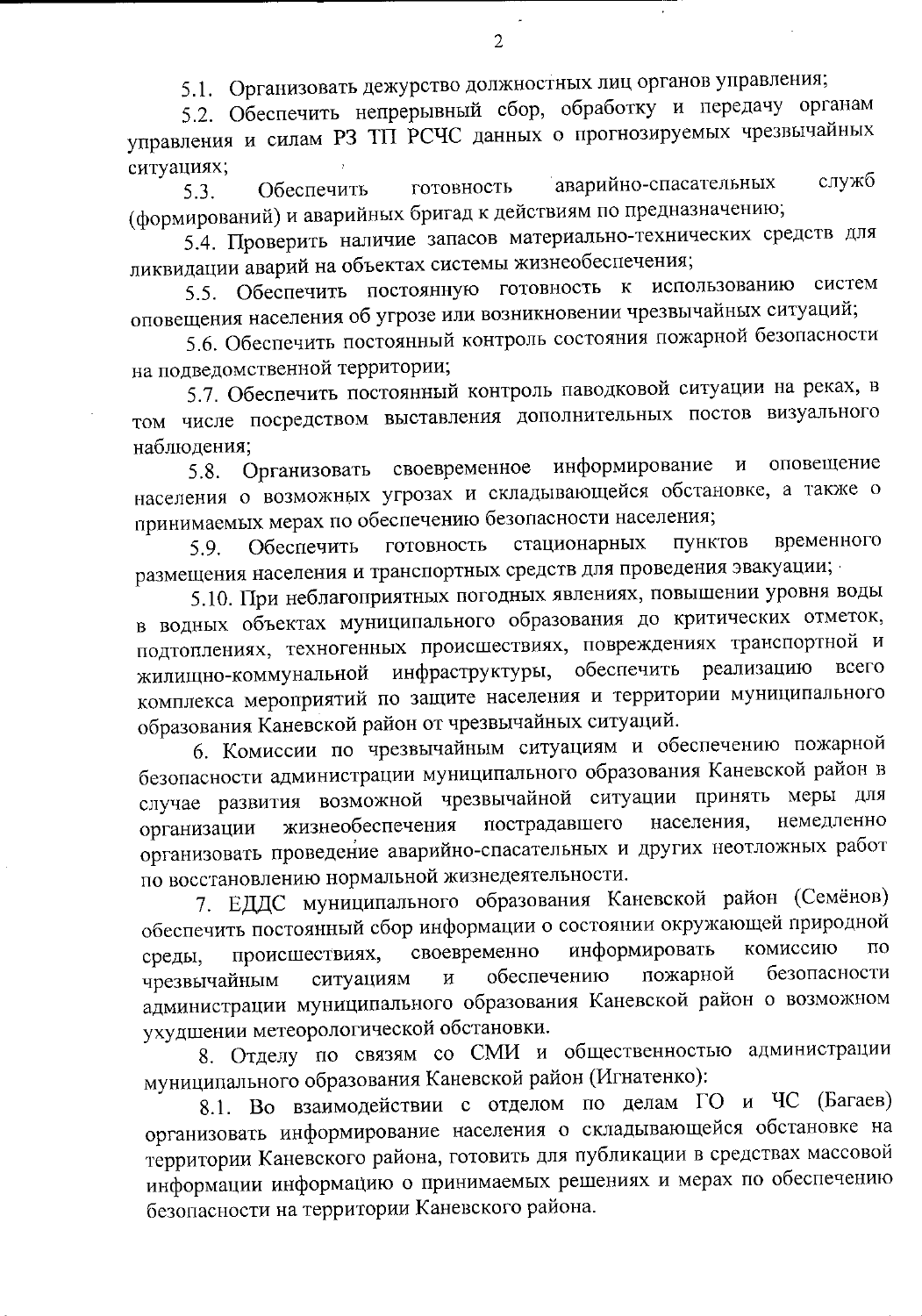5.1. Организовать дежурство должностных лиц органов управления;

5.2. Обеспечить непрерывный сбор, обработку и передачу органам управления и силам РЗ ТП РСЧС данных о прогнозируемых чрезвычайных ситуациях;

5.3. Обеспечить готовность аварийно-спасательных служб (формирований) и аварийных бригад к действиям по предназначению;

5.4. Проверить наличие запасов материально-технических средств для ликвидации аварий на объектах системы жизнеобеспечения;

5.5. Обеспечить постоянную готовность к использованию систем оповещения населения об угрозе или возникновении чрезвычайных ситуаций;

5.6. Обеспечить постоянный контроль состояния пожарной безопасности на подведомственной территории;

5.7. Обеспечить постоянный контроль паводковой ситуации на реках, в том числе посредством выставления дополнительных постов визуального наблюдения;

5.8. Организовать своевременное информирование и оповещение населения о возможных угрозах и складывающейся обстановке, а также о принимаемых мерах по обеспечению безопасности населения;

5.9. Обеспечить готовность стационарных пунктов временного размещения населения и транспортных средств для проведения эвакуации;

5.10. При неблагоприятных погодных явлениях, повышении уровня воды в водных объектах муниципального образования до критических отметок, подтоплениях, техногенных происшествиях, повреждениях транспортной и жилищно-коммунальной инфраструктуры, обеспечить реализацию всего комплекса мероприятий по защите населения и территории муниципального образования Каневской район от чрезвычайных ситуаций.

6. Комиссии по чрезвычайным ситуациям и обеспечению пожарной безопасности администрации муниципального образования Каневской район в случае развития возможной чрезвычайной ситуации принять меры для организации жизнеобеспечения пострадавшего населения, немедленно организовать проведение аварийно-спасательных и других неотложных работ по восстановлению нормальной жизнедеятельности.

7. ЕДДС муниципального образования Каневской район (Семёнов) обеспечить постоянный сбор информации о состоянии окружающей природной среды, происшествиях, своевременно информировать комиссию по чрезвычайным ситуациям и обеспечению пожарной безопасности администрации муниципального образования Каневской район о возможном ухудшении метеорологической обстановки.

8. Отделу по связям со СМИ и общественностью администрации муниципального образования Каневской район (Игнатенко):

8.1. Во взаимодействии с отделом по делам ГО и ЧС (Багаев) организовать информирование населения о складывающейся обстановке на территории Каневского района, готовить для публикации в средствах массовой информации информацию о принимаемых решениях и мерах по обеспечению безопасности на территории Каневского района.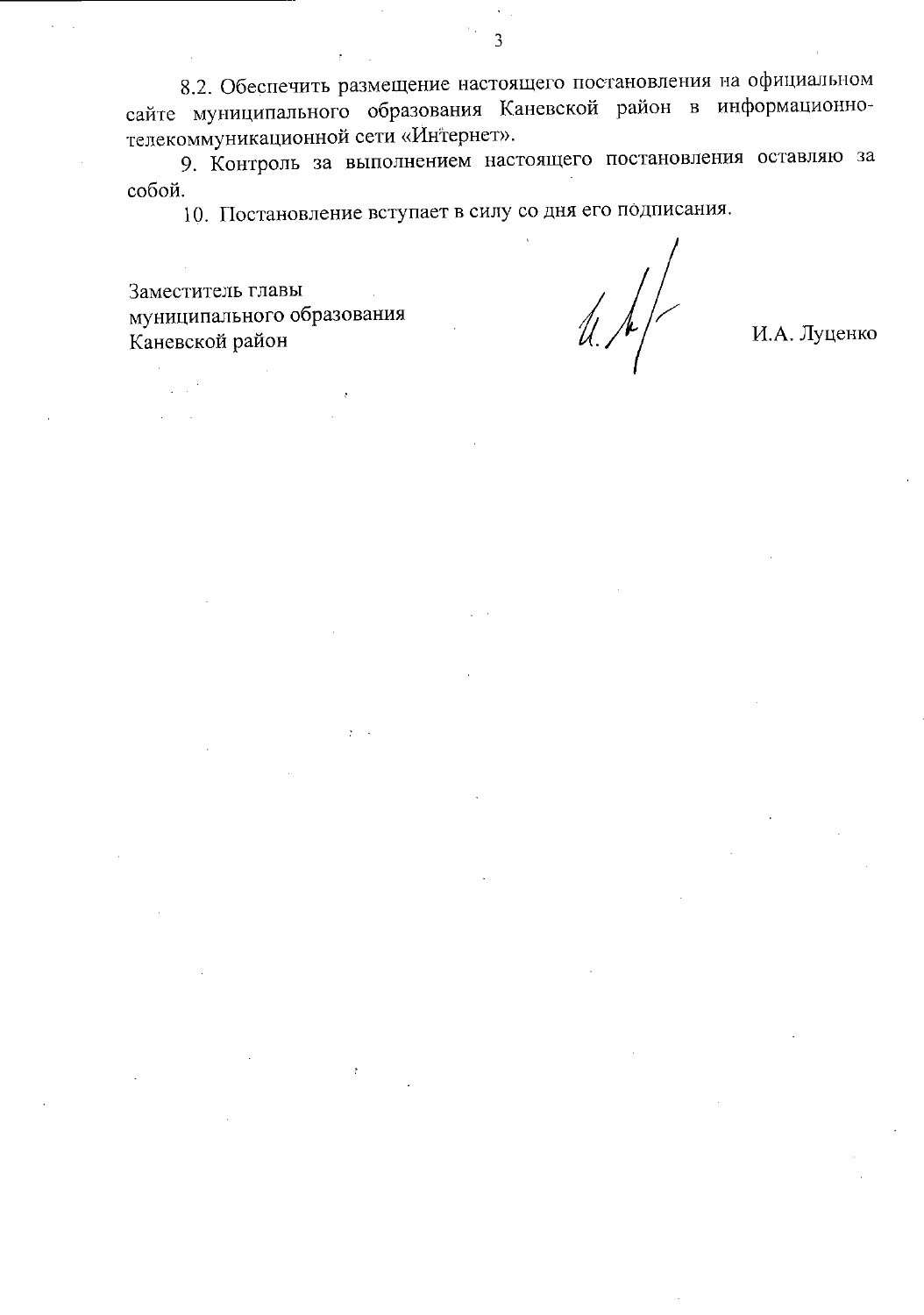8.2. Обеспечить размещение настоящего постановления на официальном сайте муниципального образования Каневской район в информационно-телекоммуникационной сети «Интернет».

9. Контроль за выполнением настоящего постановления оставляю за собой.

10. Постановление вступает в силу со дня его подписания.

Заместитель главы
муниципального образования
Каневской район И.А. Луценко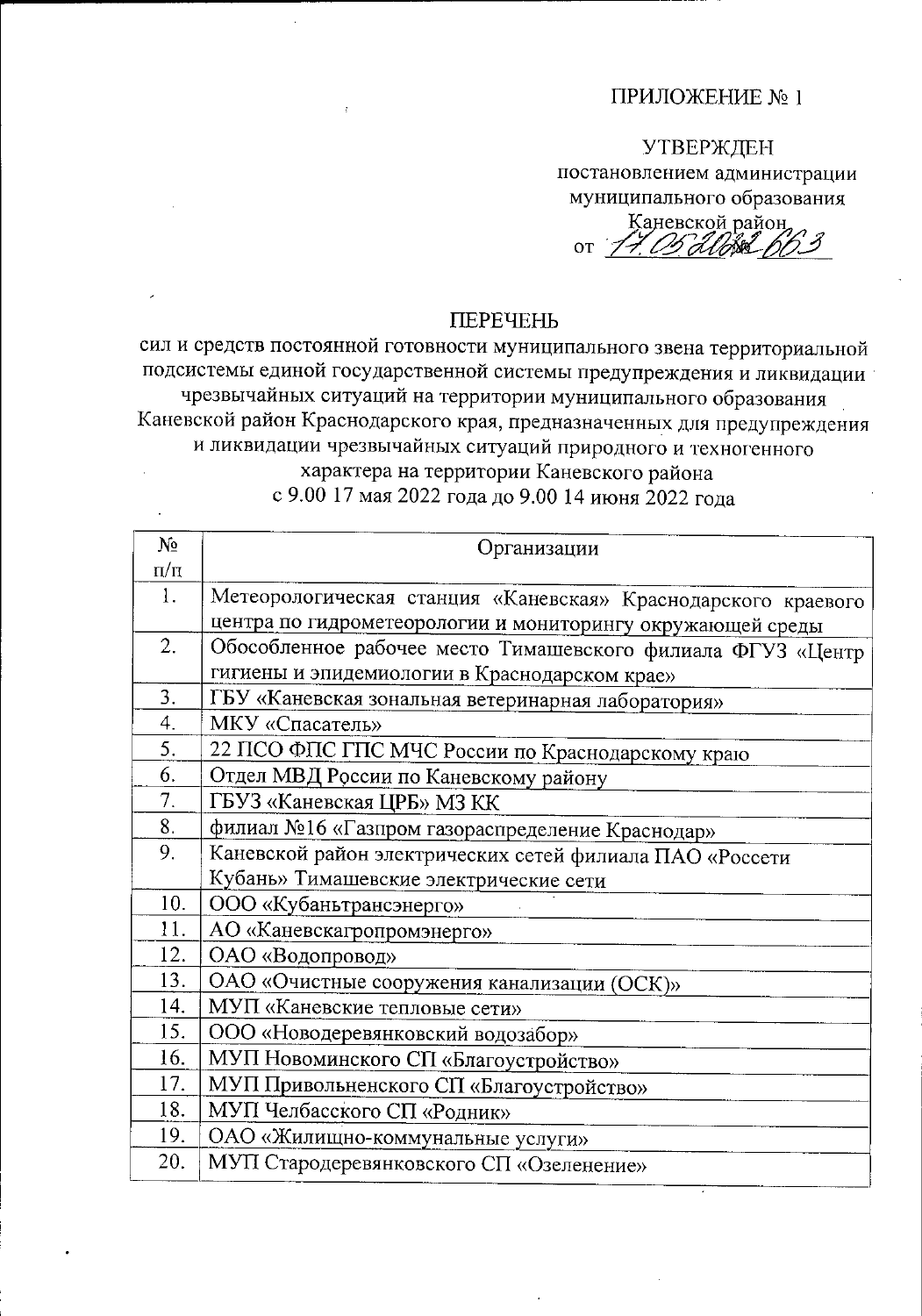ПРИЛОЖЕНИЕ № 1

УТВЕРЖДЕН
постановлением администрации
муниципального образования
Каневской район
от 17.05.2022 663

# ПЕРЕЧЕНЬ

сил и средств постоянной готовности муниципального звена территориальной подсистемы единой государственной системы предупреждения и ликвидации чрезвычайных ситуаций на территории муниципального образования Каневской район Краснодарского края, предназначенных для предупреждения и ликвидации чрезвычайных ситуаций природного и техногенного характера на территории Каневского района
с 9.00 17 мая 2022 года до 9.00 14 июня 2022 года

| № п/п | Организации |
|---|---|
| 1. | Метеорологическая станция «Каневская» Краснодарского краевого центра по гидрометеорологии и мониторингу окружающей среды |
| 2. | Обособленное рабочее место Тимашевского филиала ФГУЗ «Центр гигиены и эпидемиологии в Краснодарском крае» |
| 3. | ГБУ «Каневская зональная ветеринарная лаборатория» |
| 4. | МКУ «Спасатель» |
| 5. | 22 ПСО ФПС ГПС МЧС России по Краснодарскому краю |
| 6. | Отдел МВД России по Каневскому району |
| 7. | ГБУЗ «Каневская ЦРБ» МЗ КК |
| 8. | филиал №16 «Газпром газораспределение Краснодар» |
| 9. | Каневской район электрических сетей филиала ПАО «Россети Кубань» Тимашевские электрические сети |
| 10. | ООО «Кубаньтрансэнерго» |
| 11. | АО «Каневскагропромэнерго» |
| 12. | ОАО «Водопровод» |
| 13. | ОАО «Очистные сооружения канализации (ОСК)» |
| 14. | МУП «Каневские тепловые сети» |
| 15. | ООО «Новодеревянковский водозабор» |
| 16. | МУП Новоминского СП «Благоустройство» |
| 17. | МУП Привольненского СП «Благоустройство» |
| 18. | МУП Челбасского СП «Родник» |
| 19. | ОАО «Жилищно-коммунальные услуги» |
| 20. | МУП Стародеревянковского СП «Озеленение» |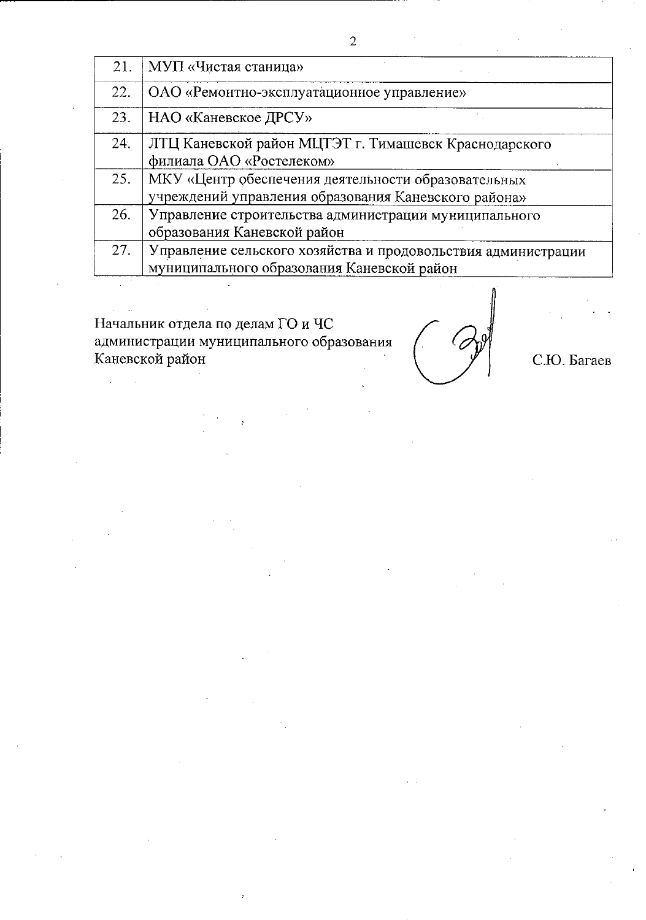| | |
|---|---|
| 21. | МУП «Чистая станица» |
| 22. | ОАО «Ремонтно-эксплуатационное управление» |
| 23. | НАО «Каневское ДРСУ» |
| 24. | ЛТЦ Каневской район МЦТЭТ г. Тимашевск Краснодарского филиала ОАО «Ростелеком» |
| 25. | МКУ «Центр обеспечения деятельности образовательных учреждений управления образования Каневского района» |
| 26. | Управление строительства администрации муниципального образования Каневской район |
| 27. | Управление сельского хозяйства и продовольствия администрации муниципального образования Каневской район |

Начальник отдела по делам ГО и ЧС
администрации муниципального образования
Каневской район С.Ю. Багаев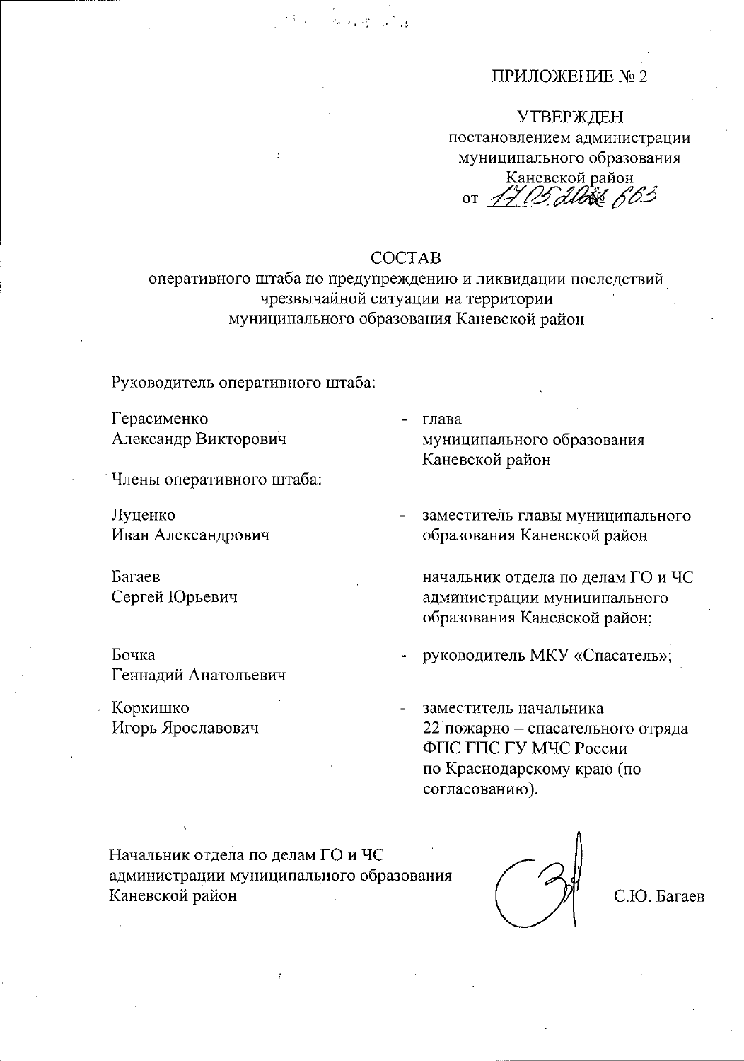ПРИЛОЖЕНИЕ № 2

УТВЕРЖДЕН
постановлением администрации
муниципального образования
Каневской район
от 17.05.2016 № 663

## СОСТАВ
оперативного штаба по предупреждению и ликвидации последствий чрезвычайной ситуации на территории муниципального образования Каневской район

Руководитель оперативного штаба:

| | | |
|---|---|---|
| Герасименко Александр Викторович | - | глава муниципального образования Каневской район |

Члены оперативного штаба:

| | | |
|---|---|---|
| Луценко Иван Александрович | - | заместитель главы муниципального образования Каневской район |
| Багаев Сергей Юрьевич | | начальник отдела по делам ГО и ЧС администрации муниципального образования Каневской район; |
| Бочка Геннадий Анатольевич | - | руководитель МКУ «Спасатель»; |
| Коркишко Игорь Ярославович | - | заместитель начальника 22 пожарно – спасательного отряда ФПС ГПС ГУ МЧС России по Краснодарскому краю (по согласованию). |

Начальник отдела по делам ГО и ЧС
администрации муниципального образования
Каневской район С.Ю. Багаев